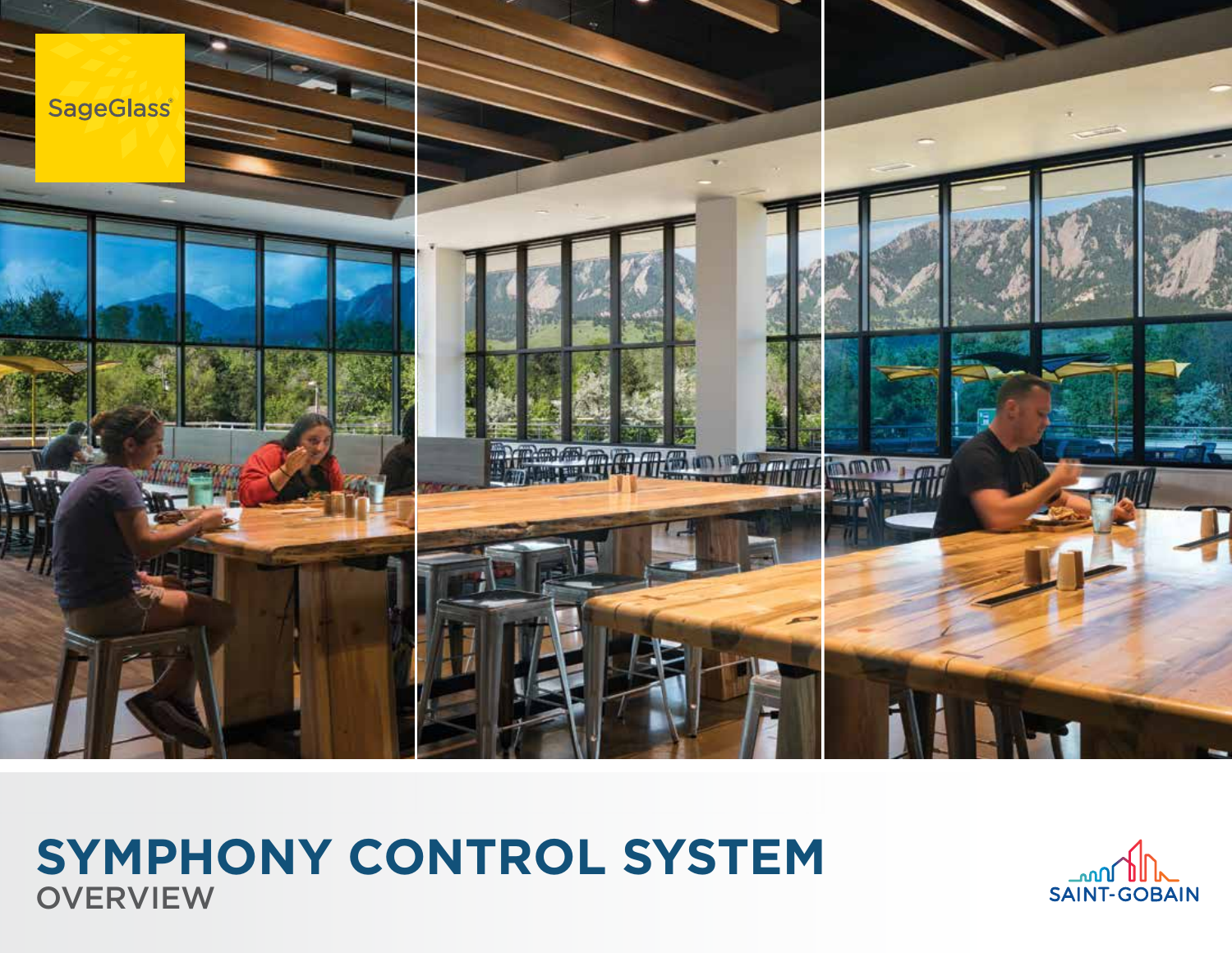SageGlass®

# SYMPHONY CONTROL SYSTEM

## OVERVIEW

SAINT-GOBAIN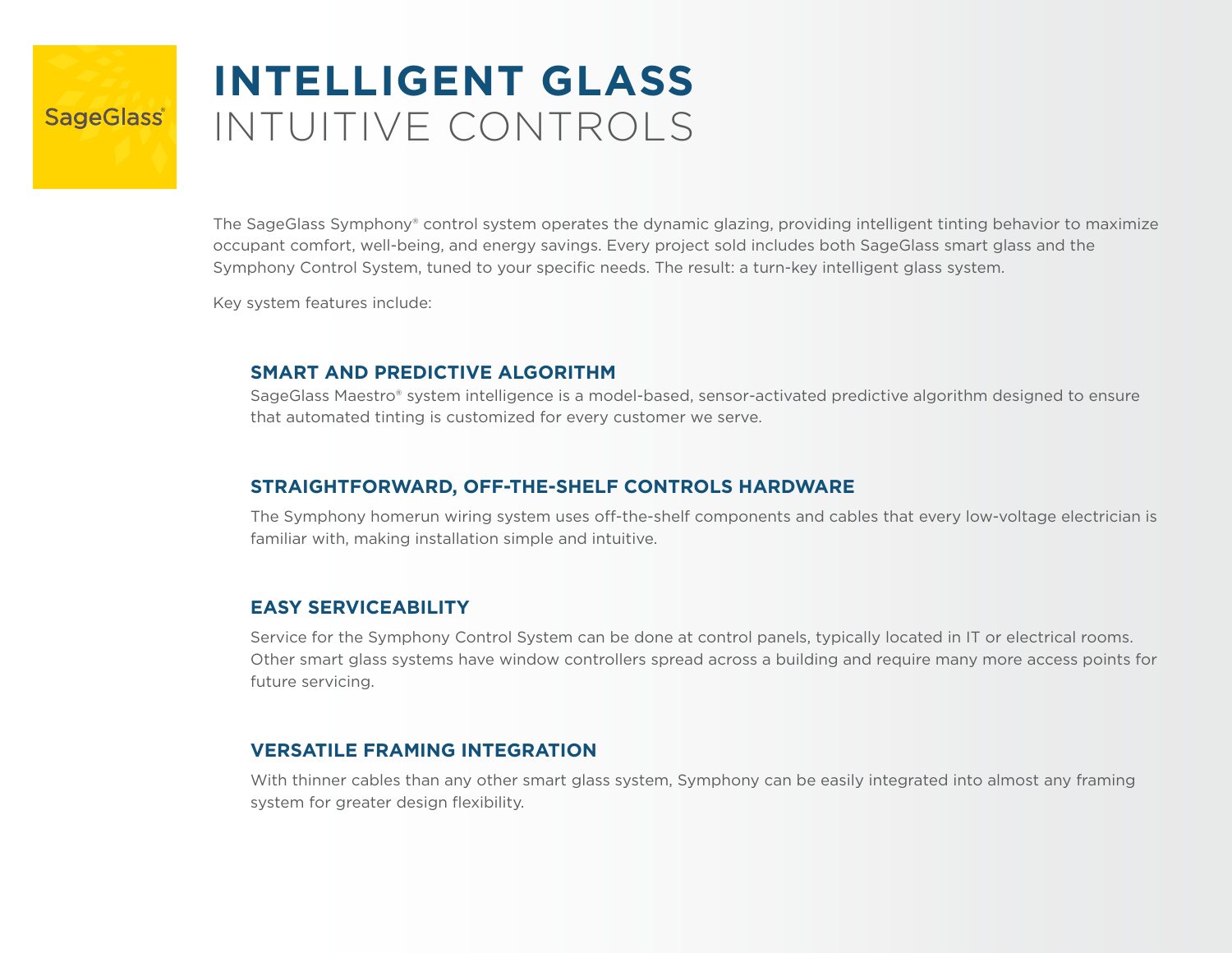SageGlass®

# INTELLIGENT GLASS
# INTUITIVE CONTROLS

The SageGlass Symphony® control system operates the dynamic glazing, providing intelligent tinting behavior to maximize occupant comfort, well-being, and energy savings. Every project sold includes both SageGlass smart glass and the Symphony Control System, tuned to your specific needs. The result: a turn-key intelligent glass system.

Key system features include:

## SMART AND PREDICTIVE ALGORITHM

SageGlass Maestro® system intelligence is a model-based, sensor-activated predictive algorithm designed to ensure that automated tinting is customized for every customer we serve.

## STRAIGHTFORWARD, OFF-THE-SHELF CONTROLS HARDWARE

The Symphony homerun wiring system uses off-the-shelf components and cables that every low-voltage electrician is familiar with, making installation simple and intuitive.

## EASY SERVICEABILITY

Service for the Symphony Control System can be done at control panels, typically located in IT or electrical rooms. Other smart glass systems have window controllers spread across a building and require many more access points for future servicing.

## VERSATILE FRAMING INTEGRATION

With thinner cables than any other smart glass system, Symphony can be easily integrated into almost any framing system for greater design flexibility.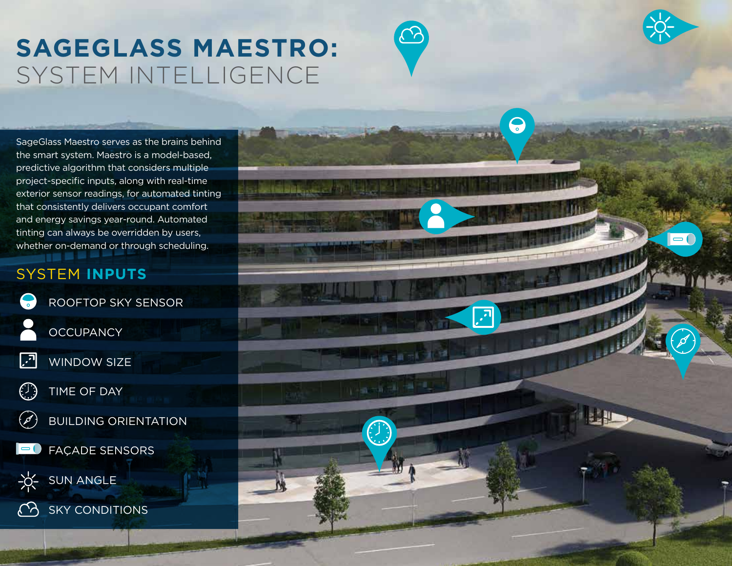# SAGEGLASS MAESTRO: SYSTEM INTELLIGENCE

SageGlass Maestro serves as the brains behind the smart system. Maestro is a model-based, predictive algorithm that considers multiple project-specific inputs, along with real-time exterior sensor readings, for automated tinting that consistently delivers occupant comfort and energy savings year-round. Automated tinting can always be overridden by users, whether on-demand or through scheduling.

## SYSTEM INPUTS

- ROOFTOP SKY SENSOR
- OCCUPANCY
- WINDOW SIZE
- TIME OF DAY
- BUILDING ORIENTATION
- FAÇADE SENSORS
- SUN ANGLE
- SKY CONDITIONS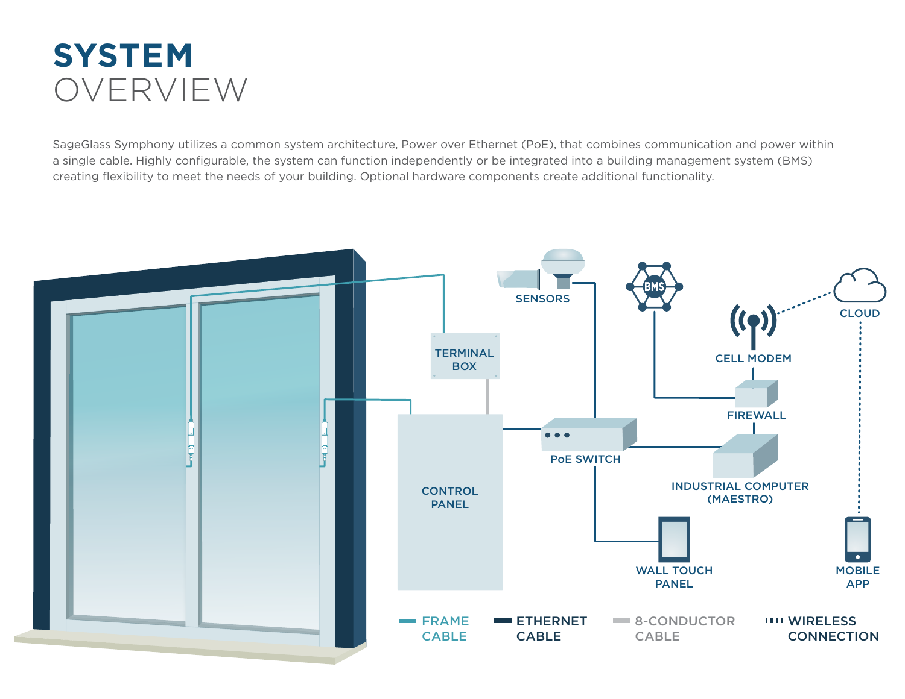# SYSTEM OVERVIEW

SageGlass Symphony utilizes a common system architecture, Power over Ethernet (PoE), that combines communication and power within a single cable. Highly configurable, the system can function independently or be integrated into a building management system (BMS) creating flexibility to meet the needs of your building. Optional hardware components create additional functionality.

TERMINAL BOX

CONTROL PANEL

SENSORS

BMS

PoE SWITCH

CELL MODEM

CLOUD

FIREWALL

INDUSTRIAL COMPUTER (MAESTRO)

WALL TOUCH PANEL

MOBILE APP

FRAME CABLE

ETHERNET CABLE

8-CONDUCTOR CABLE

WIRELESS CONNECTION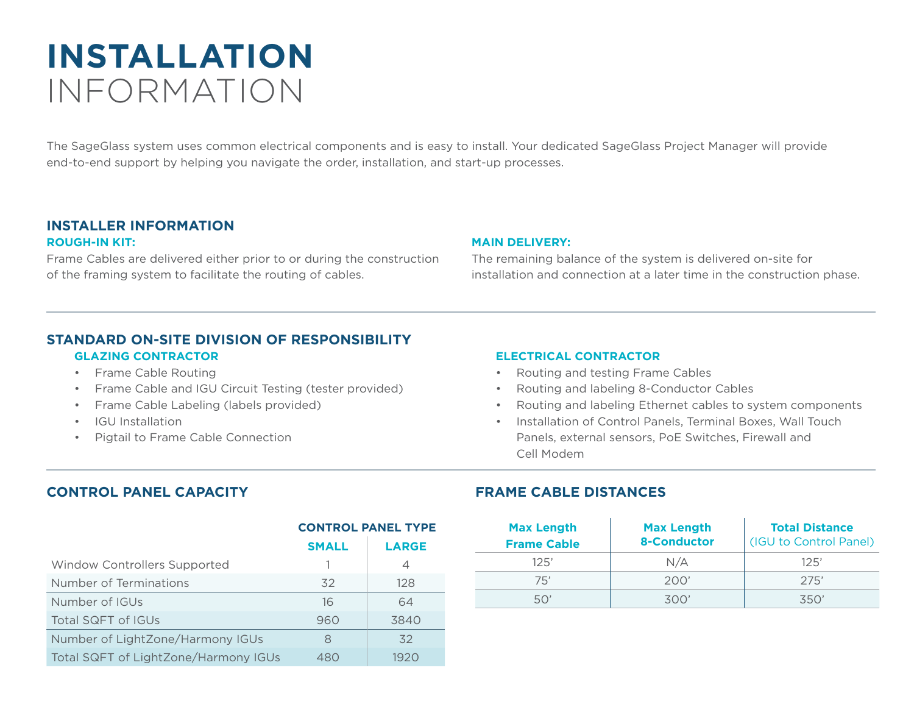# INSTALLATION INFORMATION

The SageGlass system uses common electrical components and is easy to install. Your dedicated SageGlass Project Manager will provide end-to-end support by helping you navigate the order, installation, and start-up processes.

## INSTALLER INFORMATION

### ROUGH-IN KIT:

Frame Cables are delivered either prior to or during the construction of the framing system to facilitate the routing of cables.

### MAIN DELIVERY:

The remaining balance of the system is delivered on-site for installation and connection at a later time in the construction phase.

## STANDARD ON-SITE DIVISION OF RESPONSIBILITY

### GLAZING CONTRACTOR

- Frame Cable Routing
- Frame Cable and IGU Circuit Testing (tester provided)
- Frame Cable Labeling (labels provided)
- IGU Installation
- Pigtail to Frame Cable Connection

### ELECTRICAL CONTRACTOR

- Routing and testing Frame Cables
- Routing and labeling 8-Conductor Cables
- Routing and labeling Ethernet cables to system components
- Installation of Control Panels, Terminal Boxes, Wall Touch Panels, external sensors, PoE Switches, Firewall and Cell Modem

## CONTROL PANEL CAPACITY

| | CONTROL PANEL TYPE | |
|---|---|---|
| | SMALL | LARGE |
| Window Controllers Supported | 1 | 4 |
| Number of Terminations | 32 | 128 |
| Number of IGUs | 16 | 64 |
| Total SQFT of IGUs | 960 | 3840 |
| Number of LightZone/Harmony IGUs | 8 | 32 |
| Total SQFT of LightZone/Harmony IGUs | 480 | 1920 |

## FRAME CABLE DISTANCES

| Max Length Frame Cable | Max Length 8-Conductor | Total Distance (IGU to Control Panel) |
|---|---|---|
| 125’ | N/A | 125’ |
| 75’ | 200’ | 275’ |
| 50’ | 300’ | 350’ |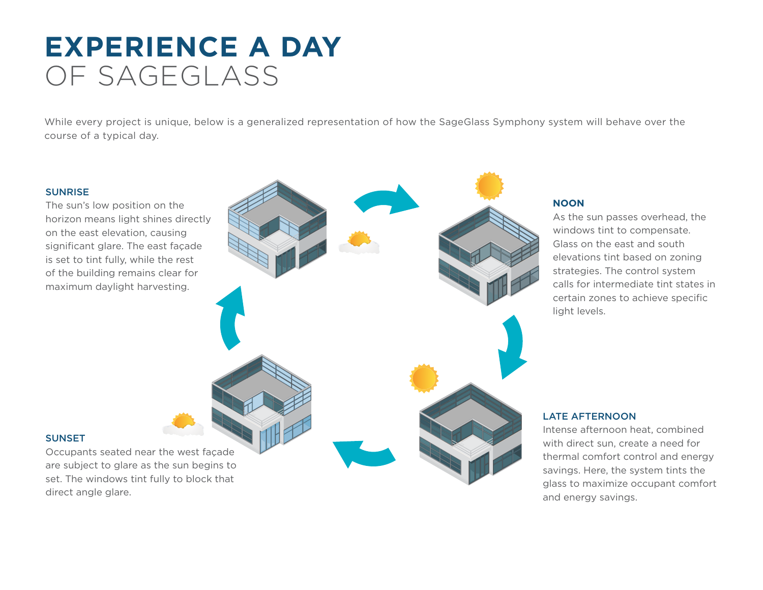# **EXPERIENCE A DAY** OF SAGEGLASS

While every project is unique, below is a generalized representation of how the SageGlass Symphony system will behave over the course of a typical day.

### SUNRISE

The sun's low position on the horizon means light shines directly on the east elevation, causing significant glare. The east façade is set to tint fully, while the rest of the building remains clear for maximum daylight harvesting.

### NOON

As the sun passes overhead, the windows tint to compensate. Glass on the east and south elevations tint based on zoning strategies. The control system calls for intermediate tint states in certain zones to achieve specific light levels.

### LATE AFTERNOON

Intense afternoon heat, combined with direct sun, create a need for thermal comfort control and energy savings. Here, the system tints the glass to maximize occupant comfort and energy savings.

### SUNSET

Occupants seated near the west façade are subject to glare as the sun begins to set. The windows tint fully to block that direct angle glare.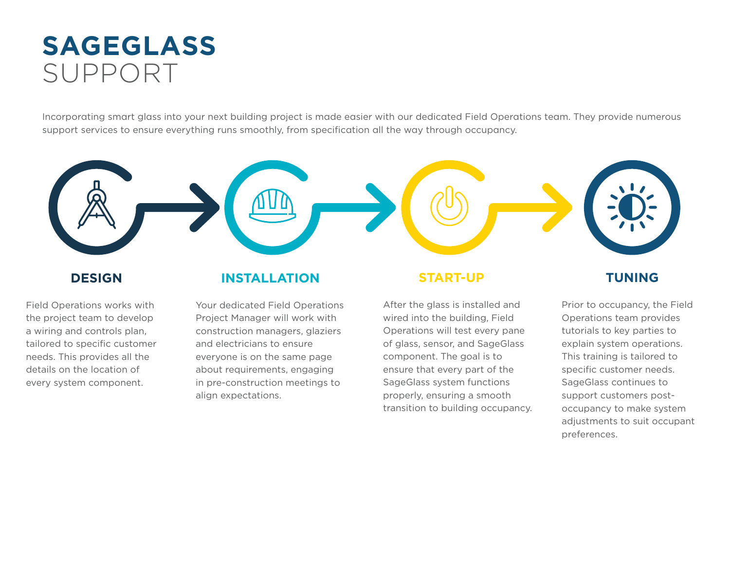# SAGEGLASS SUPPORT

Incorporating smart glass into your next building project is made easier with our dedicated Field Operations team. They provide numerous support services to ensure everything runs smoothly, from specification all the way through occupancy.

## DESIGN

Field Operations works with the project team to develop a wiring and controls plan, tailored to specific customer needs. This provides all the details on the location of every system component.

## INSTALLATION

Your dedicated Field Operations Project Manager will work with construction managers, glaziers and electricians to ensure everyone is on the same page about requirements, engaging in pre-construction meetings to align expectations.

## START-UP

After the glass is installed and wired into the building, Field Operations will test every pane of glass, sensor, and SageGlass component. The goal is to ensure that every part of the SageGlass system functions properly, ensuring a smooth transition to building occupancy.

## TUNING

Prior to occupancy, the Field Operations team provides tutorials to key parties to explain system operations. This training is tailored to specific customer needs. SageGlass continues to support customers post-occupancy to make system adjustments to suit occupant preferences.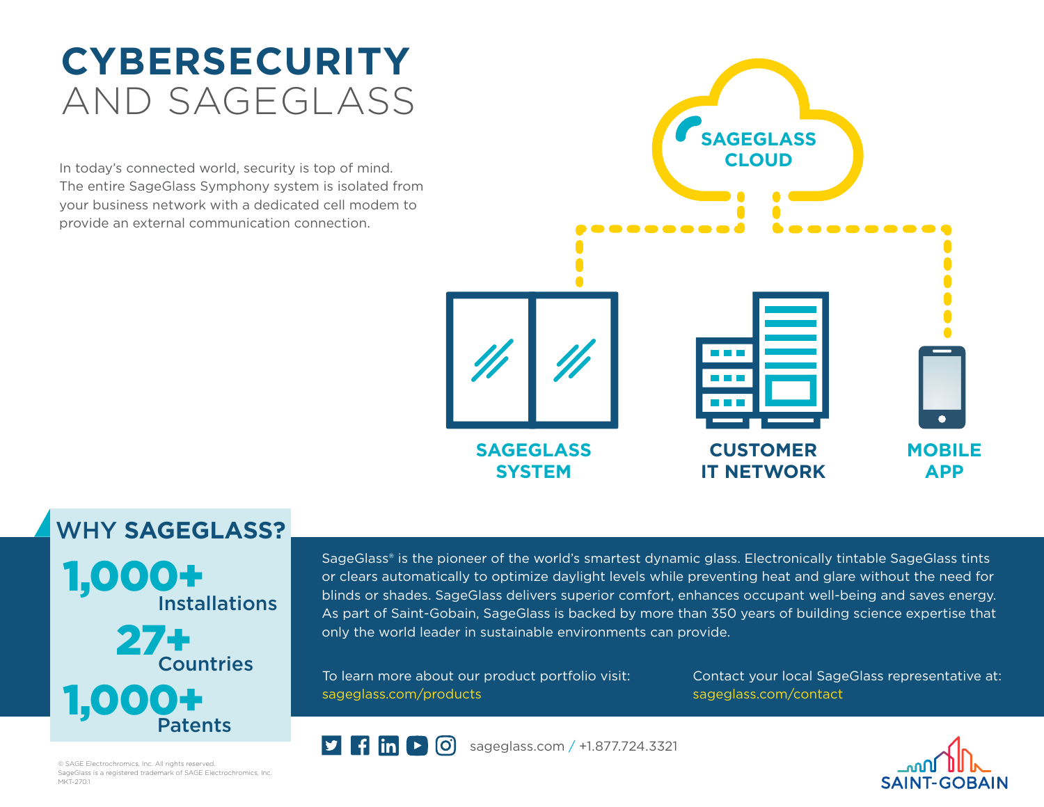# CYBERSECURITY AND SAGEGLASS

In today's connected world, security is top of mind. The entire SageGlass Symphony system is isolated from your business network with a dedicated cell modem to provide an external communication connection.

SAGEGLASS CLOUD

SAGEGLASS SYSTEM

CUSTOMER IT NETWORK

MOBILE APP

## WHY SAGEGLASS?

**1,000+** Installations

**27+** Countries

**1,000+** Patents

SageGlass® is the pioneer of the world's smartest dynamic glass. Electronically tintable SageGlass tints or clears automatically to optimize daylight levels while preventing heat and glare without the need for blinds or shades. SageGlass delivers superior comfort, enhances occupant well-being and saves energy. As part of Saint-Gobain, SageGlass is backed by more than 350 years of building science expertise that only the world leader in sustainable environments can provide.

To learn more about our product portfolio visit:
sageglass.com/products

Contact your local SageGlass representative at:
sageglass.com/contact

sageglass.com / +1.877.724.3321

SAINT-GOBAIN

© SAGE Electrochromics, Inc. All rights reserved.
SageGlass is a registered trademark of SAGE Electrochromics, Inc.
MKT-270.1